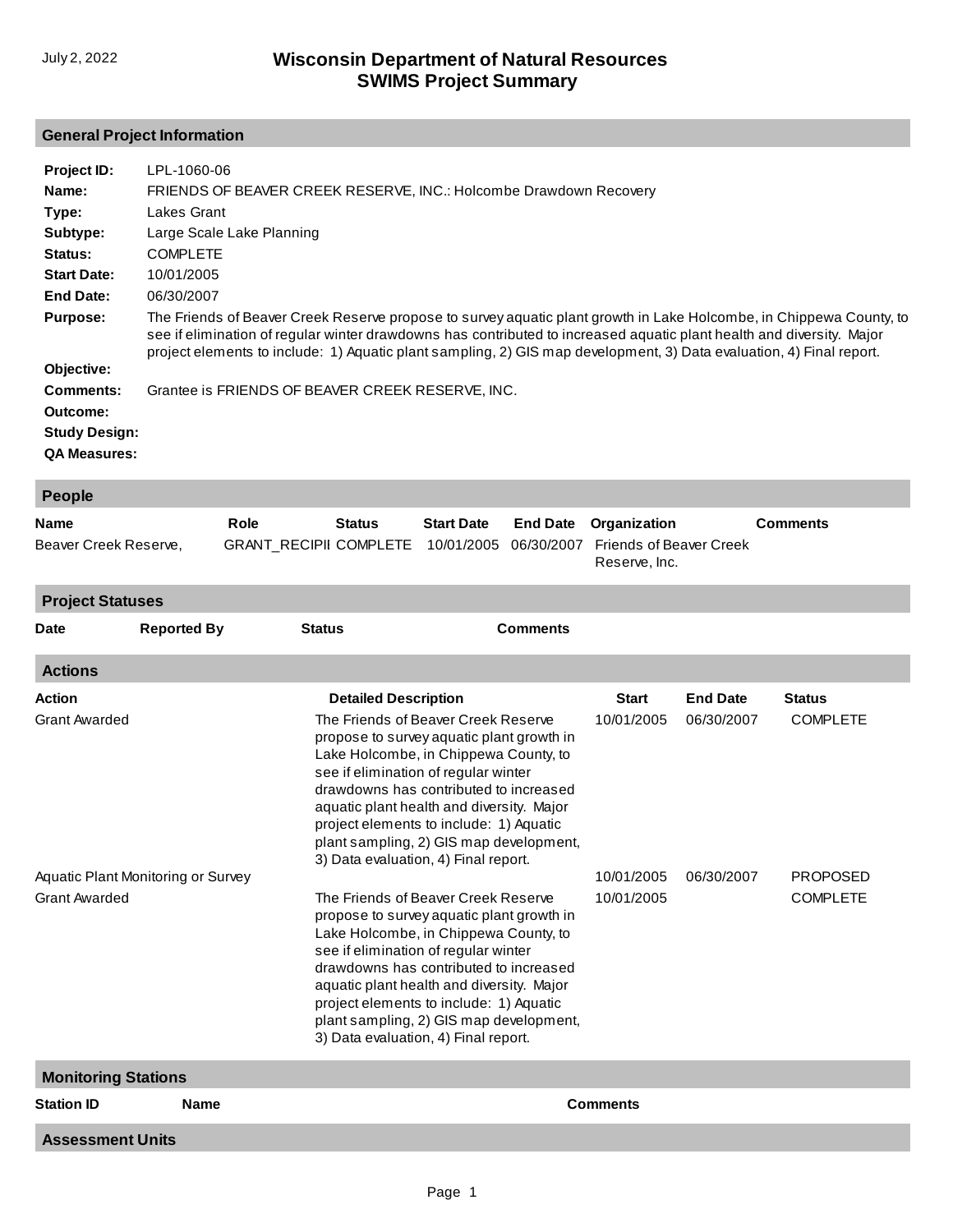July 2, 2022

# Wisconsin Department of Natural Resources
# SWIMS Project Summary

## General Project Information

**Project ID:** LPL-1060-06

**Name:** FRIENDS OF BEAVER CREEK RESERVE, INC.: Holcombe Drawdown Recovery

**Type:** Lakes Grant

**Subtype:** Large Scale Lake Planning

**Status:** COMPLETE

**Start Date:** 10/01/2005

**End Date:** 06/30/2007

**Purpose:** The Friends of Beaver Creek Reserve propose to survey aquatic plant growth in Lake Holcombe, in Chippewa County, to see if elimination of regular winter drawdowns has contributed to increased aquatic plant health and diversity. Major project elements to include: 1) Aquatic plant sampling, 2) GIS map development, 3) Data evaluation, 4) Final report.

**Objective:**

**Comments:** Grantee is FRIENDS OF BEAVER CREEK RESERVE, INC.

**Outcome:**

**Study Design:**

**QA Measures:**

## People

| Name | Role | Status | Start Date | End Date | Organization | Comments |
|---|---|---|---|---|---|---|
| Beaver Creek Reserve, | GRANT_RECIPII | COMPLETE | 10/01/2005 | 06/30/2007 | Friends of Beaver Creek Reserve, Inc. | |

## Project Statuses

| Date | Reported By | Status | Comments |
|---|---|---|---|

## Actions

| Action | Detailed Description | Start | End Date | Status |
|---|---|---|---|---|
| Grant Awarded | The Friends of Beaver Creek Reserve propose to survey aquatic plant growth in Lake Holcombe, in Chippewa County, to see if elimination of regular winter drawdowns has contributed to increased aquatic plant health and diversity. Major project elements to include: 1) Aquatic plant sampling, 2) GIS map development, 3) Data evaluation, 4) Final report. | 10/01/2005 | 06/30/2007 | COMPLETE |
| Aquatic Plant Monitoring or Survey | | 10/01/2005 | 06/30/2007 | PROPOSED |
| Grant Awarded | The Friends of Beaver Creek Reserve propose to survey aquatic plant growth in Lake Holcombe, in Chippewa County, to see if elimination of regular winter drawdowns has contributed to increased aquatic plant health and diversity. Major project elements to include: 1) Aquatic plant sampling, 2) GIS map development, 3) Data evaluation, 4) Final report. | 10/01/2005 | | COMPLETE |

## Monitoring Stations

| Station ID | Name | Comments |
|---|---|---|

## Assessment Units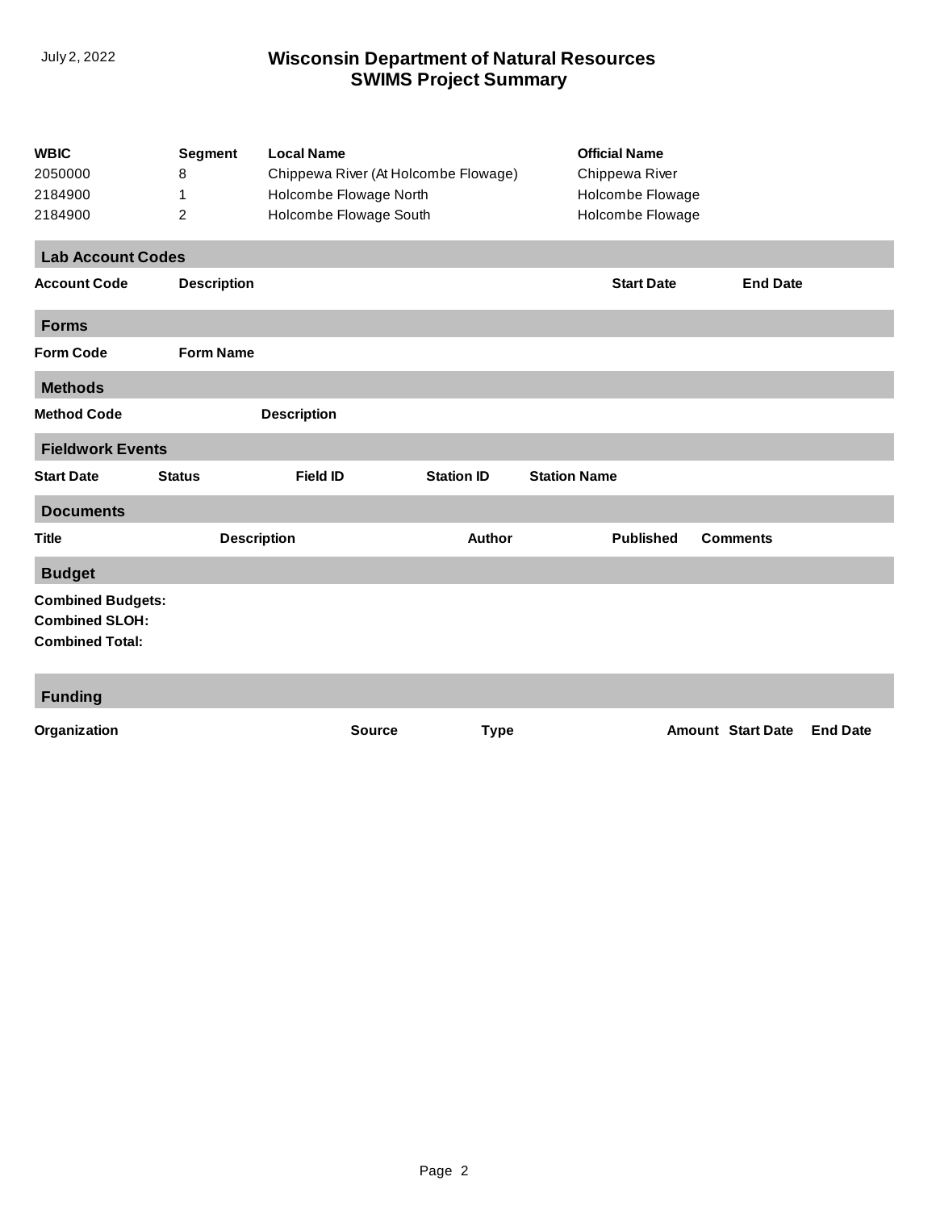| WBIC | Segment | Local Name | Official Name |
|---|---|---|---|
| 2050000 | 8 | Chippewa River (At Holcombe Flowage) | Chippewa River |
| 2184900 | 1 | Holcombe Flowage North | Holcombe Flowage |
| 2184900 | 2 | Holcombe Flowage South | Holcombe Flowage |

## Lab Account Codes

| Account Code | Description | Start Date | End Date |
|---|---|---|---|

## Forms

| Form Code | Form Name |
|---|---|

## Methods

| Method Code | Description |
|---|---|

## Fieldwork Events

| Start Date | Status | Field ID | Station ID | Station Name |
|---|---|---|---|---|

## Documents

| Title | Description | Author | Published | Comments |
|---|---|---|---|---|

## Budget

**Combined Budgets:**

**Combined SLOH:**

**Combined Total:**

## Funding

| Organization | Source | Type | Amount | Start Date | End Date |
|---|---|---|---|---|---|